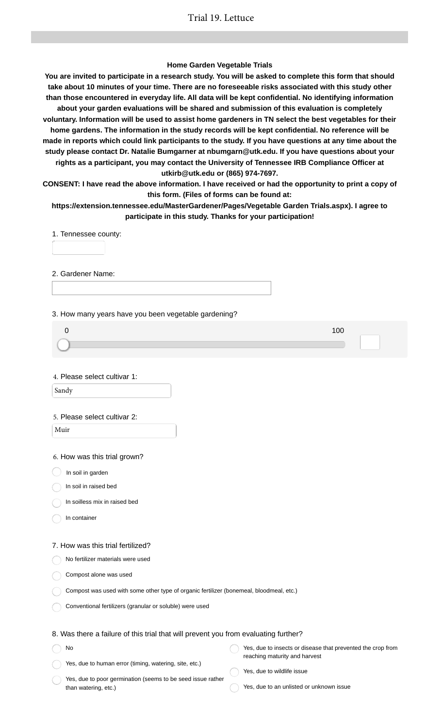# Trial 19. Lettuce

**Home Garden Vegetable Trials**

**You are invited to participate in a research study. You will be asked to complete this form that should take about 10 minutes of your time. There are no foreseeable risks associated with this study other than those encountered in everyday life. All data will be kept confidential. No identifying information about your garden evaluations will be shared and submission of this evaluation is completely voluntary. Information will be used to assist home gardeners in TN select the best vegetables for their home gardens. The information in the study records will be kept confidential. No reference will be made in reports which could link participants to the study. If you have questions at any time about the study please contact Dr. Natalie Bumgarner at nbumgarn@utk.edu. If you have questions about your rights as a participant, you may contact the University of Tennessee IRB Compliance Officer at utkirb@utk.edu or (865) 974-7697.**

**CONSENT: I have read the above information. I have received or had the opportunity to print a copy of this form. (Files of forms can be found at: https://extension.tennessee.edu/MasterGardener/Pages/Vegetable Garden Trials.aspx). I agree to participate in this study. Thanks for your participation!**

1. Tennessee county:

2. Gardener Name:

3. How many years have you been vegetable gardening?

0 — 100

4. Please select cultivar 1:

Sandy

5. Please select cultivar 2:

Muir

6. How was this trial grown?

- In soil in garden
- In soil in raised bed
- In soilless mix in raised bed
- In container

7. How was this trial fertilized?

- No fertilizer materials were used
- Compost alone was used
- Compost was used with some other type of organic fertilizer (bonemeal, bloodmeal, etc.)
- Conventional fertilizers (granular or soluble) were used

8. Was there a failure of this trial that will prevent you from evaluating further?

- No
- Yes, due to human error (timing, watering, site, etc.)
- Yes, due to poor germination (seems to be seed issue rather than watering, etc.)
- Yes, due to insects or disease that prevented the crop from reaching maturity and harvest
- Yes, due to wildlife issue
- Yes, due to an unlisted or unknown issue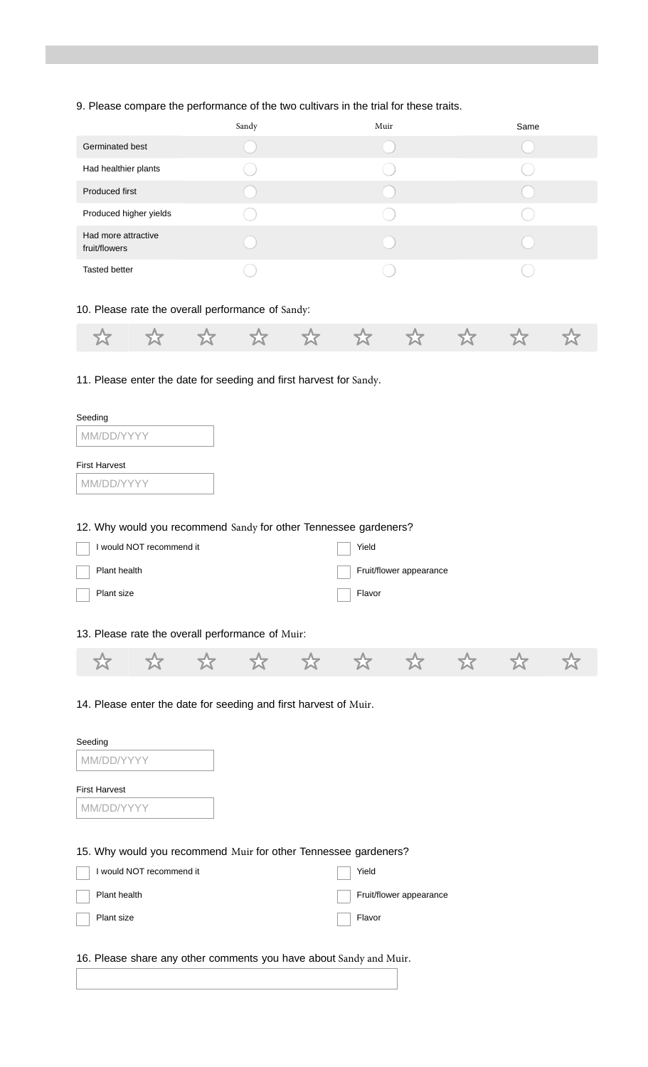9. Please compare the performance of the two cultivars in the trial for these traits.

| | Sandy | Muir | Same |
|---|---|---|---|
| Germinated best | ○ | ○ | ○ |
| Had healthier plants | ○ | ○ | ○ |
| Produced first | ○ | ○ | ○ |
| Produced higher yields | ○ | ○ | ○ |
| Had more attractive fruit/flowers | ○ | ○ | ○ |
| Tasted better | ○ | ○ | ○ |

10. Please rate the overall performance of Sandy:

☆ ☆ ☆ ☆ ☆ ☆ ☆ ☆ ☆ ☆

11. Please enter the date for seeding and first harvest for Sandy.

Seeding

MM/DD/YYYY

First Harvest

MM/DD/YYYY

12. Why would you recommend Sandy for other Tennessee gardeners?

- ☐ I would NOT recommend it
- ☐ Plant health
- ☐ Plant size
- ☐ Yield
- ☐ Fruit/flower appearance
- ☐ Flavor

13. Please rate the overall performance of Muir:

☆ ☆ ☆ ☆ ☆ ☆ ☆ ☆ ☆ ☆

14. Please enter the date for seeding and first harvest of Muir.

Seeding

MM/DD/YYYY

First Harvest

MM/DD/YYYY

15. Why would you recommend Muir for other Tennessee gardeners?

- ☐ I would NOT recommend it
- ☐ Plant health
- ☐ Plant size
- ☐ Yield
- ☐ Fruit/flower appearance
- ☐ Flavor

16. Please share any other comments you have about Sandy and Muir.